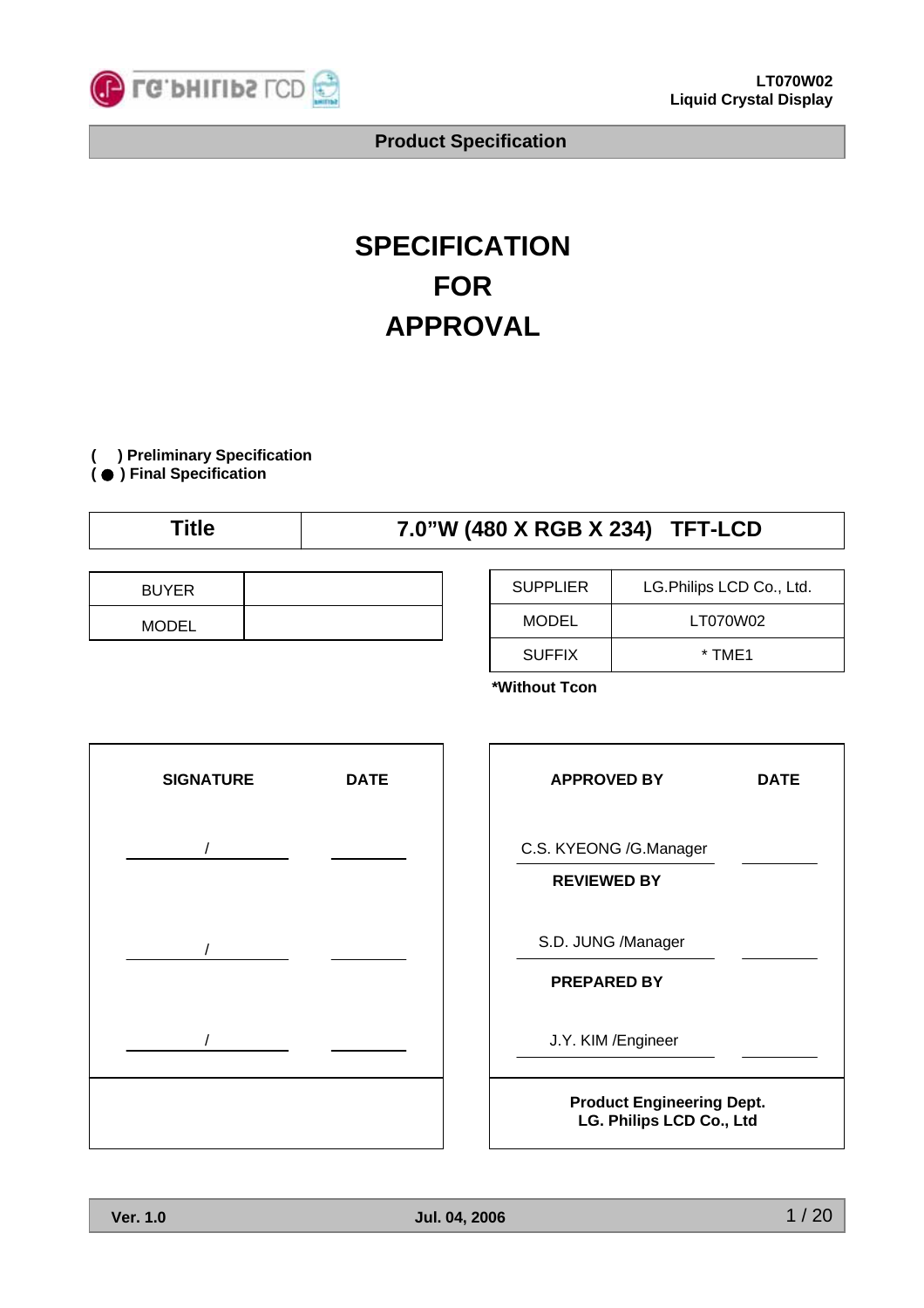# SPECIFICATION FOR APPROVAL

( ) Preliminary Specification
( ● ) Final Specification

| Title | 7.0"W (480 X RGB X 234) TFT-LCD |
|---|---|

| BUYER | |
|---|---|
| MODEL | |

| SUPPLIER | LG.Philips LCD Co., Ltd. |
|---|---|
| MODEL | LT070W02 |
| SUFFIX | * TME1 |

**\*Without Tcon**

| SIGNATURE | DATE |
|---|---|
| / | |
| / | |
| / | |

| APPROVED BY | DATE |
|---|---|
| C.S. KYEONG /G.Manager | |
| **REVIEWED BY** | |
| S.D. JUNG /Manager | |
| **PREPARED BY** | |
| J.Y. KIM /Engineer | |
| **Product Engineering Dept. LG. Philips LCD Co., Ltd** | |

Ver. 1.0 Jul. 04, 2006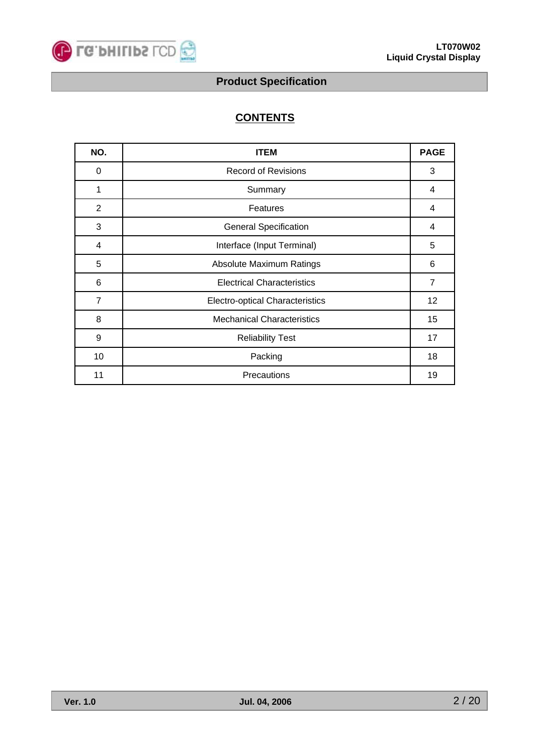# Product Specification

## CONTENTS

| NO. | ITEM | PAGE |
|---|---|---|
| 0 | Record of Revisions | 3 |
| 1 | Summary | 4 |
| 2 | Features | 4 |
| 3 | General Specification | 4 |
| 4 | Interface (Input Terminal) | 5 |
| 5 | Absolute Maximum Ratings | 6 |
| 6 | Electrical Characteristics | 7 |
| 7 | Electro-optical Characteristics | 12 |
| 8 | Mechanical Characteristics | 15 |
| 9 | Reliability Test | 17 |
| 10 | Packing | 18 |
| 11 | Precautions | 19 |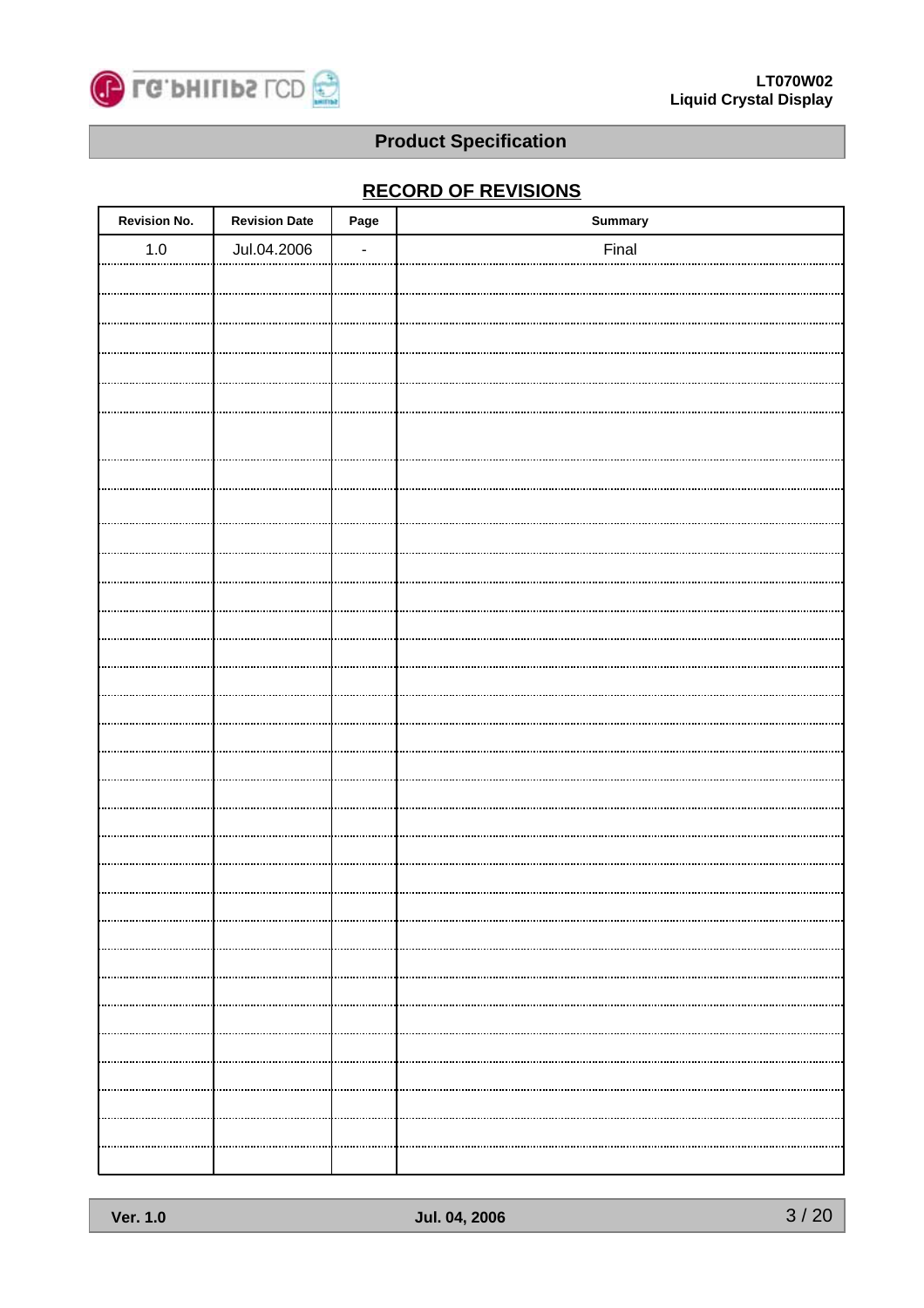## Product Specification

### RECORD OF REVISIONS

| Revision No. | Revision Date | Page | Summary |
|---|---|---|---|
| 1.0 | Jul.04.2006 | - | Final |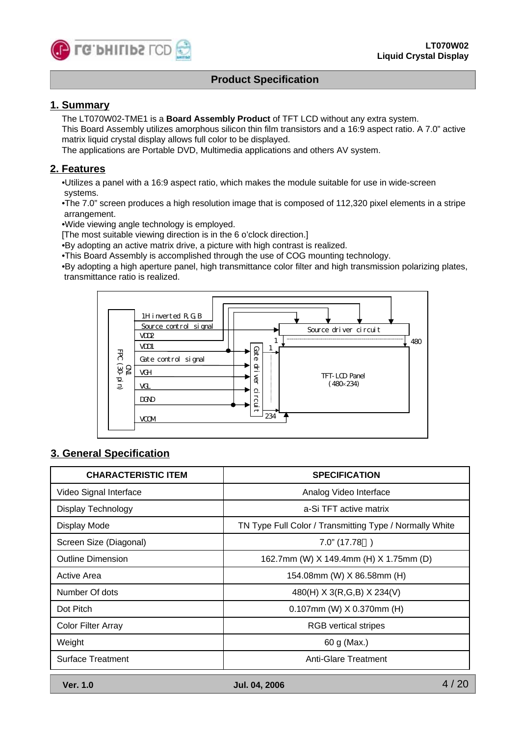## 1. Summary

The LT070W02-TME1 is a **Board Assembly Product** of TFT LCD without any extra system.
This Board Assembly utilizes amorphous silicon thin film transistors and a 16:9 aspect ratio. A 7.0” active matrix liquid crystal display allows full color to be displayed.
The applications are Portable DVD, Multimedia applications and others AV system.

## 2. Features

•Utilizes a panel with a 16:9 aspect ratio, which makes the module suitable for use in wide-screen systems.
•The 7.0” screen produces a high resolution image that is composed of 112,320 pixel elements in a stripe arrangement.
•Wide viewing angle technology is employed.
[The most suitable viewing direction is in the 6 o’clock direction.]
•By adopting an active matrix drive, a picture with high contrast is realized.
•This Board Assembly is accomplished through the use of COG mounting technology.
•By adopting a high aperture panel, high transmittance color filter and high transmission polarizing plates, transmittance ratio is realized.

## 3. General Specification

| CHARACTERISTIC ITEM | SPECIFICATION |
|---|---|
| Video Signal Interface | Analog Video Interface |
| Display Technology | a-Si TFT active matrix |
| Display Mode | TN Type Full Color / Transmitting Type / Normally White |
| Screen Size (Diagonal) | 7.0” (17.78cm) |
| Outline Dimension | 162.7mm (W) X 149.4mm (H) X 1.75mm (D) |
| Active Area | 154.08mm (W) X 86.58mm (H) |
| Number Of dots | 480(H) X 3(R,G,B) X 234(V) |
| Dot Pitch | 0.107mm (W) X 0.370mm (H) |
| Color Filter Array | RGB vertical stripes |
| Weight | 60 g (Max.) |
| Surface Treatment | Anti-Glare Treatment |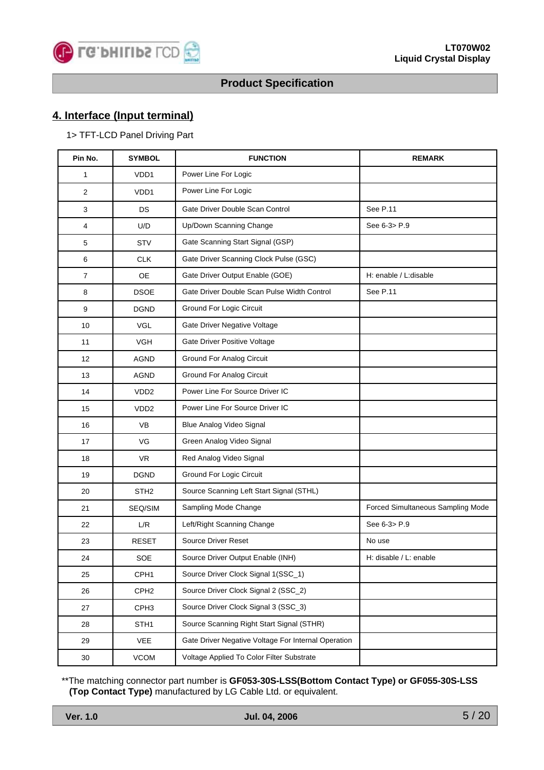## 4. Interface (Input terminal)

1> TFT-LCD Panel Driving Part

| Pin No. | SYMBOL | FUNCTION | REMARK |
|---|---|---|---|
| 1 | VDD1 | Power Line For Logic | |
| 2 | VDD1 | Power Line For Logic | |
| 3 | DS | Gate Driver Double Scan Control | See P.11 |
| 4 | U/D | Up/Down Scanning Change | See 6-3> P.9 |
| 5 | STV | Gate Scanning Start Signal (GSP) | |
| 6 | CLK | Gate Driver Scanning Clock Pulse (GSC) | |
| 7 | OE | Gate Driver Output Enable (GOE) | H: enable / L:disable |
| 8 | DSOE | Gate Driver Double Scan Pulse Width Control | See P.11 |
| 9 | DGND | Ground For Logic Circuit | |
| 10 | VGL | Gate Driver Negative Voltage | |
| 11 | VGH | Gate Driver Positive Voltage | |
| 12 | AGND | Ground For Analog Circuit | |
| 13 | AGND | Ground For Analog Circuit | |
| 14 | VDD2 | Power Line For Source Driver IC | |
| 15 | VDD2 | Power Line For Source Driver IC | |
| 16 | VB | Blue Analog Video Signal | |
| 17 | VG | Green Analog Video Signal | |
| 18 | VR | Red Analog Video Signal | |
| 19 | DGND | Ground For Logic Circuit | |
| 20 | STH2 | Source Scanning Left Start Signal (STHL) | |
| 21 | SEQ/SIM | Sampling Mode Change | Forced Simultaneous Sampling Mode |
| 22 | L/R | Left/Right Scanning Change | See 6-3> P.9 |
| 23 | RESET | Source Driver Reset | No use |
| 24 | SOE | Source Driver Output Enable (INH) | H: disable / L: enable |
| 25 | CPH1 | Source Driver Clock Signal 1(SSC_1) | |
| 26 | CPH2 | Source Driver Clock Signal 2 (SSC_2) | |
| 27 | CPH3 | Source Driver Clock Signal 3 (SSC_3) | |
| 28 | STH1 | Source Scanning Right Start Signal (STHR) | |
| 29 | VEE | Gate Driver Negative Voltage For Internal Operation | |
| 30 | VCOM | Voltage Applied To Color Filter Substrate | |

**The matching connector part number is **GF053-30S-LSS(Bottom Contact Type) or GF055-30S-LSS (Top Contact Type)** manufactured by LG Cable Ltd. or equivalent.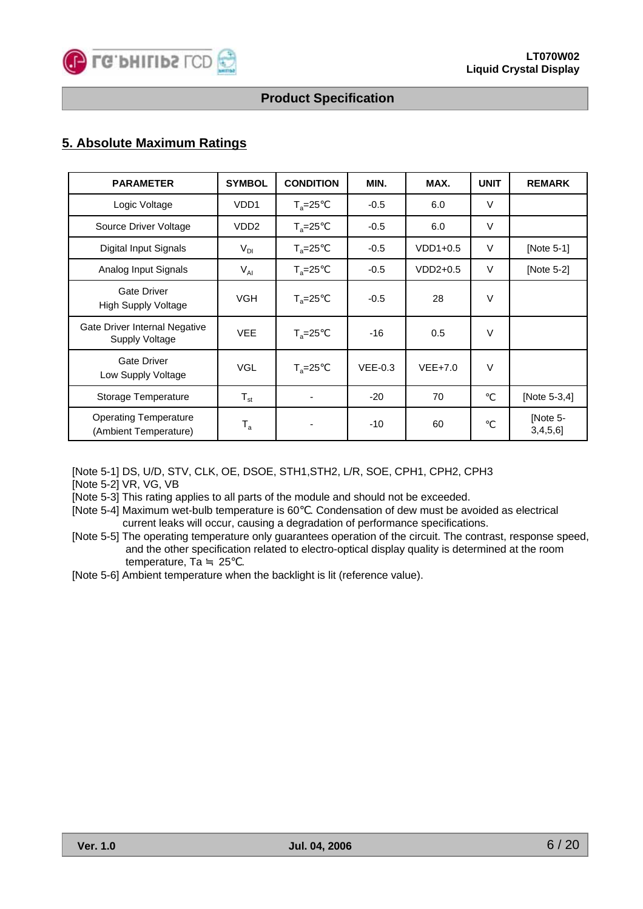## 5. Absolute Maximum Ratings

| PARAMETER | SYMBOL | CONDITION | MIN. | MAX. | UNIT | REMARK |
|---|---|---|---|---|---|---|
| Logic Voltage | VDD1 | $T_a$=25℃ | -0.5 | 6.0 | V | |
| Source Driver Voltage | VDD2 | $T_a$=25℃ | -0.5 | 6.0 | V | |
| Digital Input Signals | $V_{DI}$ | $T_a$=25℃ | -0.5 | VDD1+0.5 | V | [Note 5-1] |
| Analog Input Signals | $V_{AI}$ | $T_a$=25℃ | -0.5 | VDD2+0.5 | V | [Note 5-2] |
| Gate Driver High Supply Voltage | VGH | $T_a$=25℃ | -0.5 | 28 | V | |
| Gate Driver Internal Negative Supply Voltage | VEE | $T_a$=25℃ | -16 | 0.5 | V | |
| Gate Driver Low Supply Voltage | VGL | $T_a$=25℃ | VEE-0.3 | VEE+7.0 | V | |
| Storage Temperature | $T_{st}$ | - | -20 | 70 | ℃ | [Note 5-3,4] |
| Operating Temperature (Ambient Temperature) | $T_a$ | - | -10 | 60 | ℃ | [Note 5-3,4,5,6] |

[Note 5-1] DS, U/D, STV, CLK, OE, DSOE, STH1,STH2, L/R, SOE, CPH1, CPH2, CPH3
[Note 5-2] VR, VG, VB
[Note 5-3] This rating applies to all parts of the module and should not be exceeded.
[Note 5-4] Maximum wet-bulb temperature is 60℃. Condensation of dew must be avoided as electrical current leaks will occur, causing a degradation of performance specifications.
[Note 5-5] The operating temperature only guarantees operation of the circuit. The contrast, response speed, and the other specification related to electro-optical display quality is determined at the room temperature, Ta ≒ 25℃.
[Note 5-6] Ambient temperature when the backlight is lit (reference value).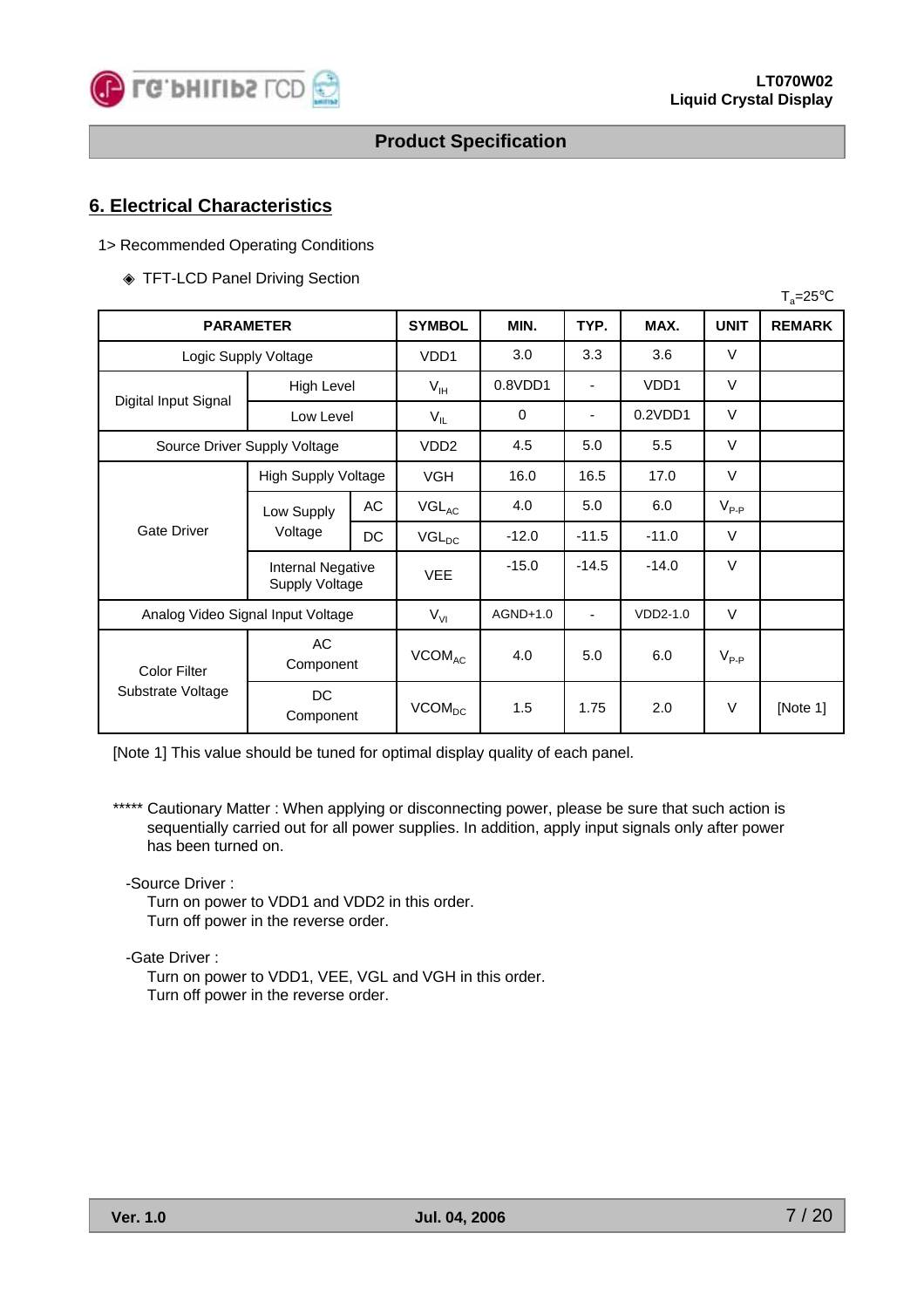## 6. Electrical Characteristics

1> Recommended Operating Conditions

◈ TFT-LCD Panel Driving Section

$T_a$=25℃

| PARAMETER | | | SYMBOL | MIN. | TYP. | MAX. | UNIT | REMARK |
|---|---|---|---|---|---|---|---|---|
| Logic Supply Voltage | | | VDD1 | 3.0 | 3.3 | 3.6 | V | |
| Digital Input Signal | High Level | | $V_{IH}$ | 0.8VDD1 | - | VDD1 | V | |
| | Low Level | | $V_{IL}$ | 0 | - | 0.2VDD1 | V | |
| Source Driver Supply Voltage | | | VDD2 | 4.5 | 5.0 | 5.5 | V | |
| Gate Driver | High Supply Voltage | | VGH | 16.0 | 16.5 | 17.0 | V | |
| | Low Supply Voltage | AC | $VGL_{AC}$ | 4.0 | 5.0 | 6.0 | $V_{P-P}$ | |
| | | DC | $VGL_{DC}$ | -12.0 | -11.5 | -11.0 | V | |
| | Internal Negative Supply Voltage | | VEE | -15.0 | -14.5 | -14.0 | V | |
| Analog Video Signal Input Voltage | | | $V_{VI}$ | AGND+1.0 | - | VDD2-1.0 | V | |
| Color Filter Substrate Voltage | AC Component | | $VCOM_{AC}$ | 4.0 | 5.0 | 6.0 | $V_{P-P}$ | |
| | DC Component | | $VCOM_{DC}$ | 1.5 | 1.75 | 2.0 | V | [Note 1] |

[Note 1] This value should be tuned for optimal display quality of each panel.

***** Cautionary Matter : When applying or disconnecting power, please be sure that such action is sequentially carried out for all power supplies. In addition, apply input signals only after power has been turned on.

-Source Driver :
Turn on power to VDD1 and VDD2 in this order.
Turn off power in the reverse order.

-Gate Driver :
Turn on power to VDD1, VEE, VGL and VGH in this order.
Turn off power in the reverse order.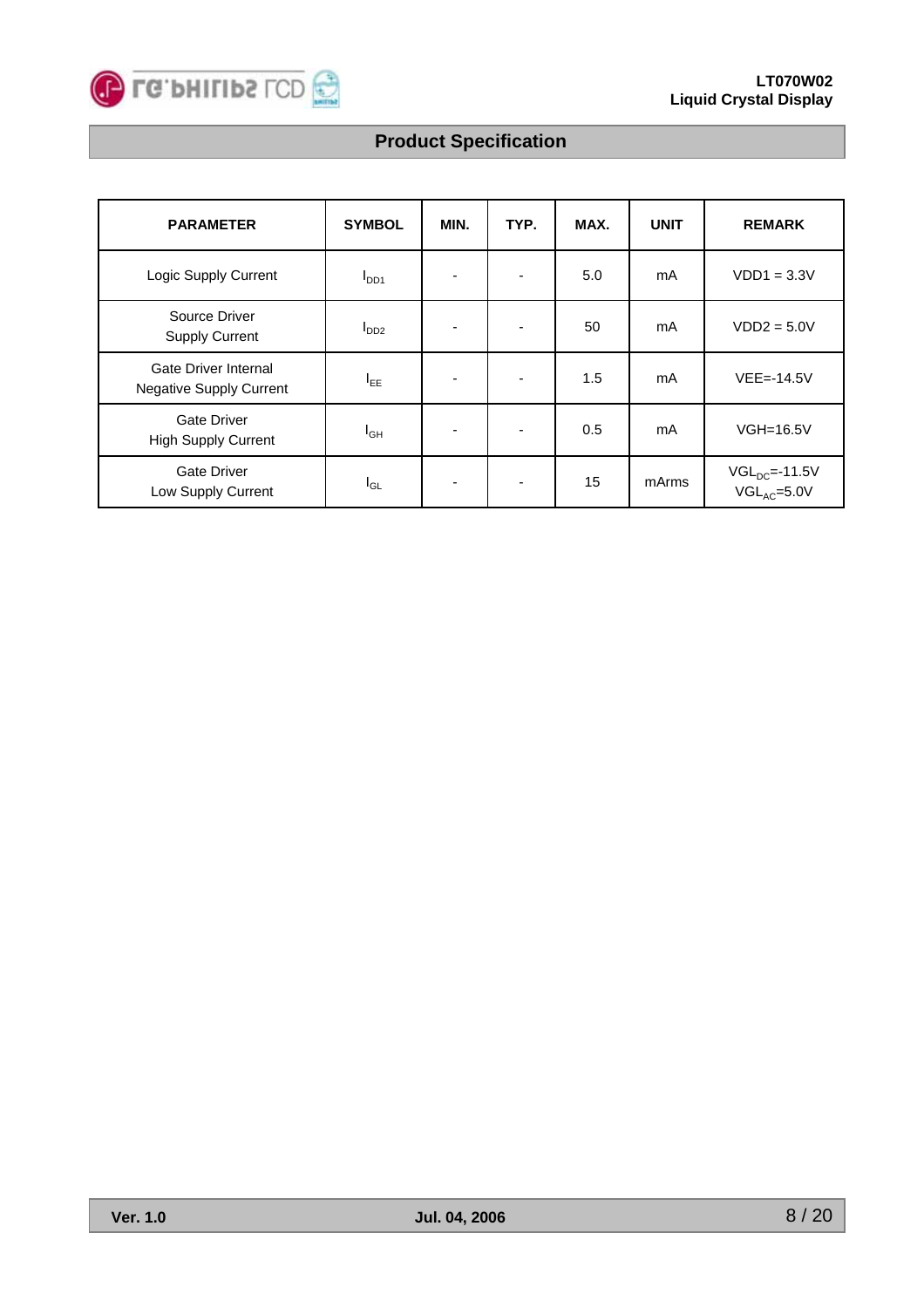| PARAMETER | SYMBOL | MIN. | TYP. | MAX. | UNIT | REMARK |
|---|---|---|---|---|---|---|
| Logic Supply Current | $I_{DD1}$ | - | - | 5.0 | mA | VDD1 = 3.3V |
| Source Driver Supply Current | $I_{DD2}$ | - | - | 50 | mA | VDD2 = 5.0V |
| Gate Driver Internal Negative Supply Current | $I_{EE}$ | - | - | 1.5 | mA | VEE=-14.5V |
| Gate Driver High Supply Current | $I_{GH}$ | - | - | 0.5 | mA | VGH=16.5V |
| Gate Driver Low Supply Current | $I_{GL}$ | - | - | 15 | mArms | $VGL_{DC}$=-11.5V $VGL_{AC}$=5.0V |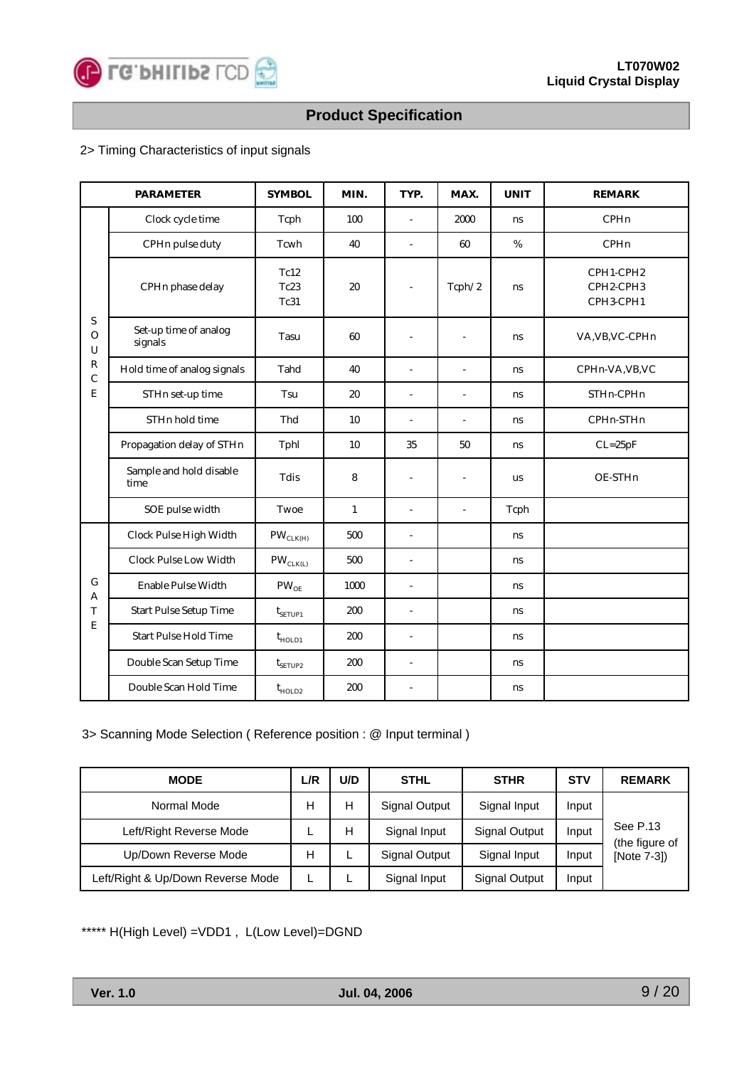## Product Specification

2> Timing Characteristics of input signals

| | PARAMETER | SYMBOL | MIN. | TYP. | MAX. | UNIT | REMARK |
|---|---|---|---|---|---|---|---|
| SOURCE | Clock cycle time | Tcph | 100 | - | 2000 | ns | CPHn |
| | CPHn pulse duty | Tcwh | 40 | - | 60 | % | CPHn |
| | CPHn phase delay | Tc12<br>Tc23<br>Tc31 | 20 | - | Tcph/ 2 | ns | CPH1-CPH2<br>CPH2-CPH3<br>CPH3-CPH1 |
| | Set-up time of analog signals | Tasu | 60 | - | - | ns | VA,VB,VC-CPHn |
| | Hold time of analog signals | Tahd | 40 | - | - | ns | CPHn-VA,VB,VC |
| | STHn set-up time | Tsu | 20 | - | - | ns | STHn-CPHn |
| | STHn hold time | Thd | 10 | - | - | ns | CPHn-STHn |
| | Propagation delay of STHn | Tphl | 10 | 35 | 50 | ns | CL=25pF |
| | Sample and hold disable time | Tdis | 8 | - | - | us | OE-STHn |
| | SOE pulse width | Twoe | 1 | - | - | Tcph | |
| GATE | Clock Pulse High Width | $PW_{CLK(H)}$ | 500 | - | | ns | |
| | Clock Pulse Low Width | $PW_{CLK(L)}$ | 500 | - | | ns | |
| | Enable Pulse Width | $PW_{OE}$ | 1000 | - | | ns | |
| | Start Pulse Setup Time | $t_{SETUP1}$ | 200 | - | | ns | |
| | Start Pulse Hold Time | $t_{HOLD1}$ | 200 | - | | ns | |
| | Double Scan Setup Time | $t_{SETUP2}$ | 200 | - | | ns | |
| | Double Scan Hold Time | $t_{HOLD2}$ | 200 | - | | ns | |

3> Scanning Mode Selection ( Reference position : @ Input terminal )

| MODE | L/R | U/D | STHL | STHR | STV | REMARK |
|---|---|---|---|---|---|---|
| Normal Mode | H | H | Signal Output | Signal Input | Input | See P.13 (the figure of [Note 7-3]) |
| Left/Right Reverse Mode | L | H | Signal Input | Signal Output | Input | |
| Up/Down Reverse Mode | H | L | Signal Output | Signal Input | Input | |
| Left/Right & Up/Down Reverse Mode | L | L | Signal Input | Signal Output | Input | |

***** H(High Level) =VDD1 , L(Low Level)=DGND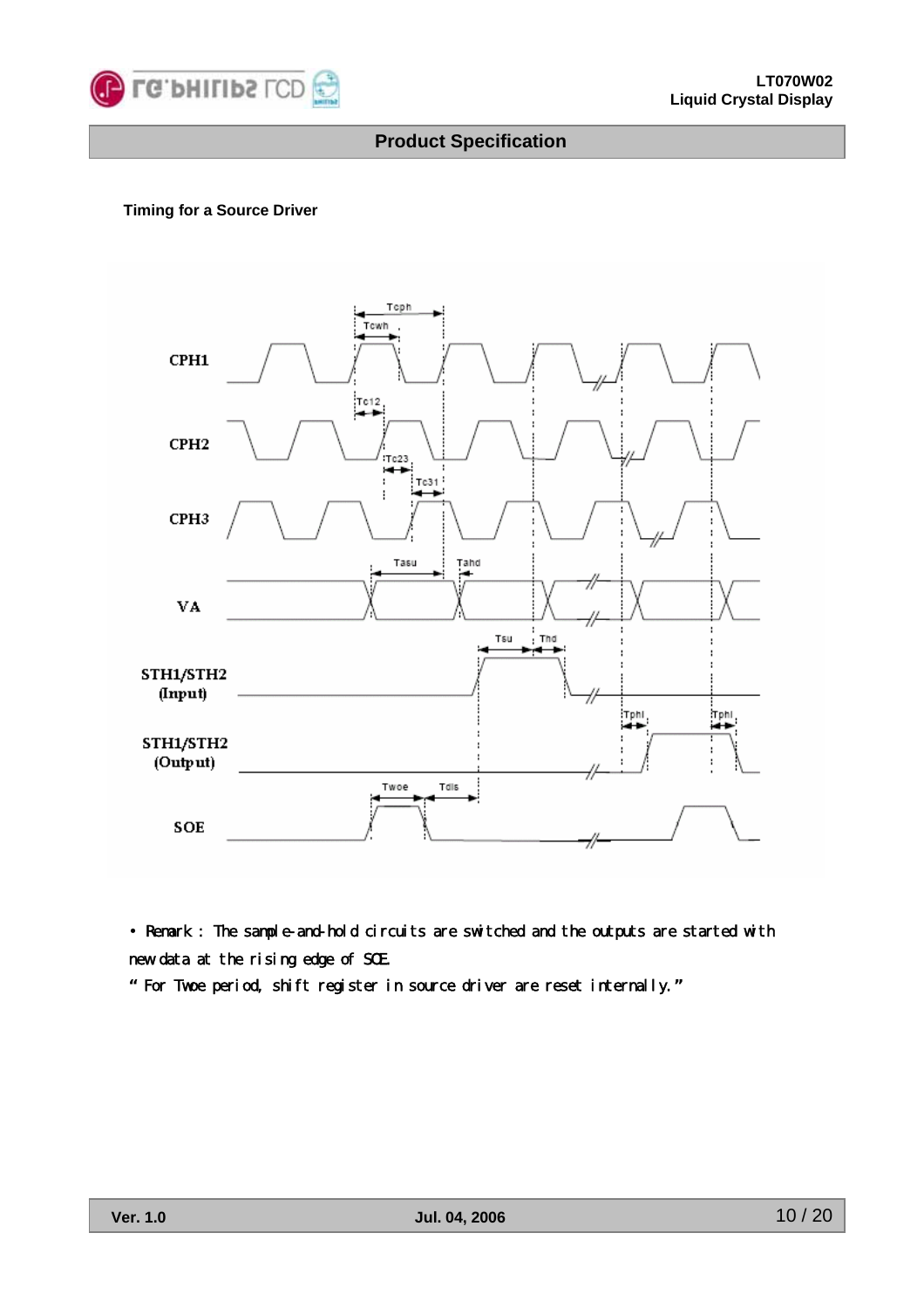**Timing for a Source Driver**

• Remark : The sample-and-hold circuits are switched and the outputs are started with new data at the rising edge of SOE.

" For Twoe period, shift register in source driver are reset internally."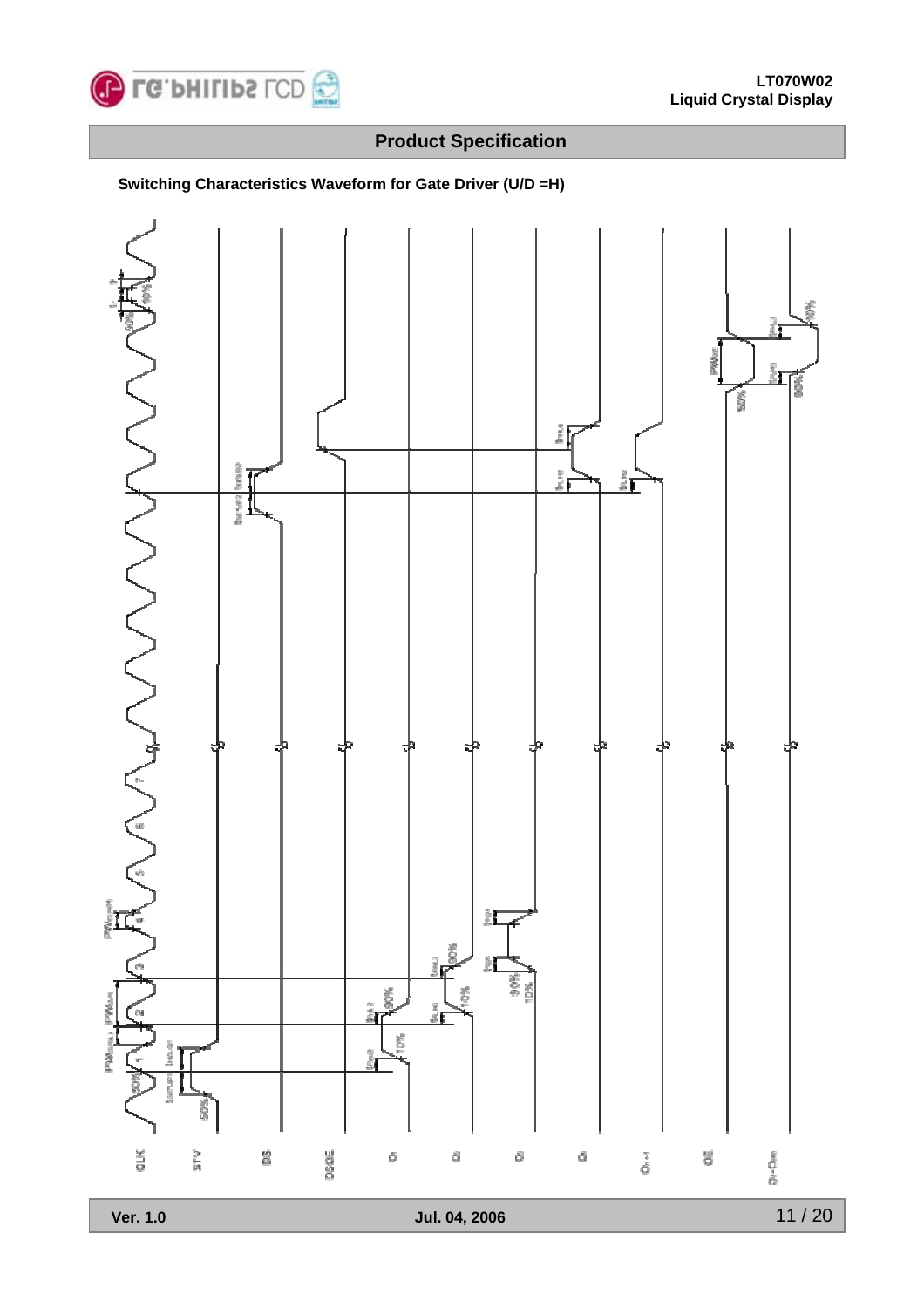## Product Specification

**Switching Characteristics Waveform for Gate Driver (U/D =H)**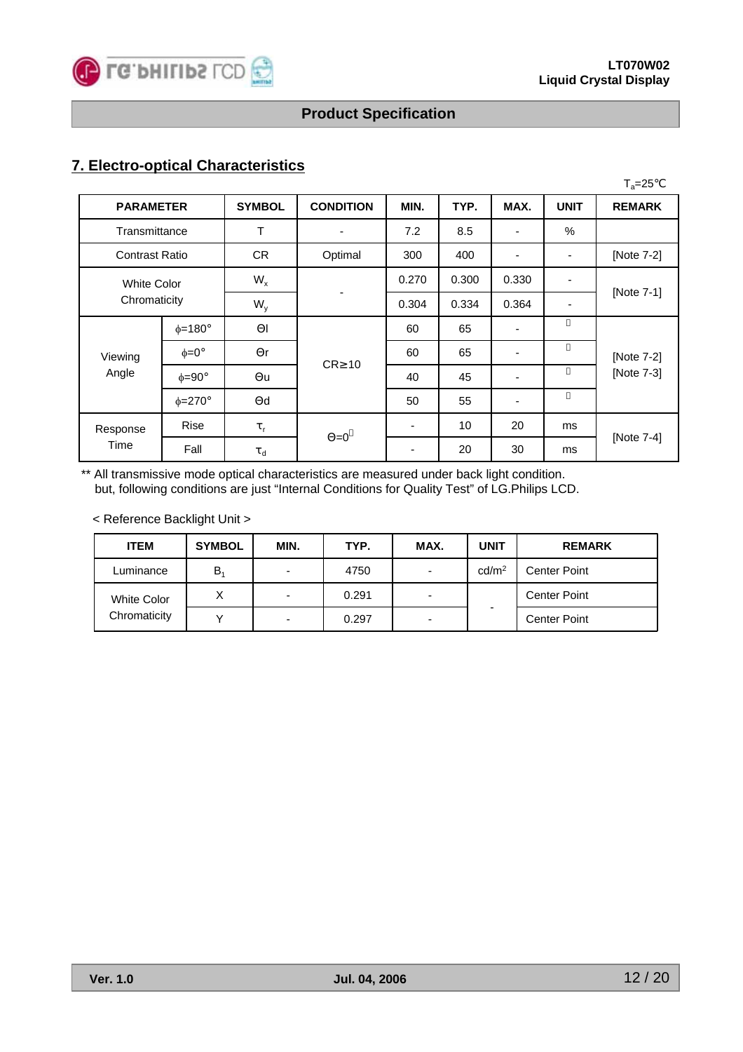## 7. Electro-optical Characteristics

$T_a$=25℃

| PARAMETER | | SYMBOL | CONDITION | MIN. | TYP. | MAX. | UNIT | REMARK |
|---|---|---|---|---|---|---|---|---|
| Transmittance | | T | - | 7.2 | 8.5 | - | % | |
| Contrast Ratio | | CR | Optimal | 300 | 400 | - | - | [Note 7-2] |
| White Color Chromaticity | | $W_x$ | - | 0.270 | 0.300 | 0.330 | - | [Note 7-1] |
| | | $W_y$ | | 0.304 | 0.334 | 0.364 | - | |
| Viewing Angle | ϕ=180° | Θl | CR≥10 | 60 | 65 | - | ˚ | [Note 7-2] [Note 7-3] |
| | ϕ=0° | Θr | | 60 | 65 | - | ˚ | |
| | ϕ=90° | Θu | | 40 | 45 | - | ˚ | |
| | ϕ=270° | Θd | | 50 | 55 | - | ˚ | |
| Response Time | Rise | $\tau_r$ | Θ=0˚ | - | 10 | 20 | ms | [Note 7-4] |
| | Fall | $\tau_d$ | | - | 20 | 30 | ms | |

** All transmissive mode optical characteristics are measured under back light condition.
but, following conditions are just "Internal Conditions for Quality Test" of LG.Philips LCD.

< Reference Backlight Unit >

| ITEM | SYMBOL | MIN. | TYP. | MAX. | UNIT | REMARK |
|---|---|---|---|---|---|---|
| Luminance | $B_1$ | - | 4750 | - | cd/m² | Center Point |
| White Color Chromaticity | X | - | 0.291 | - | - | Center Point |
| | Y | - | 0.297 | - | | Center Point |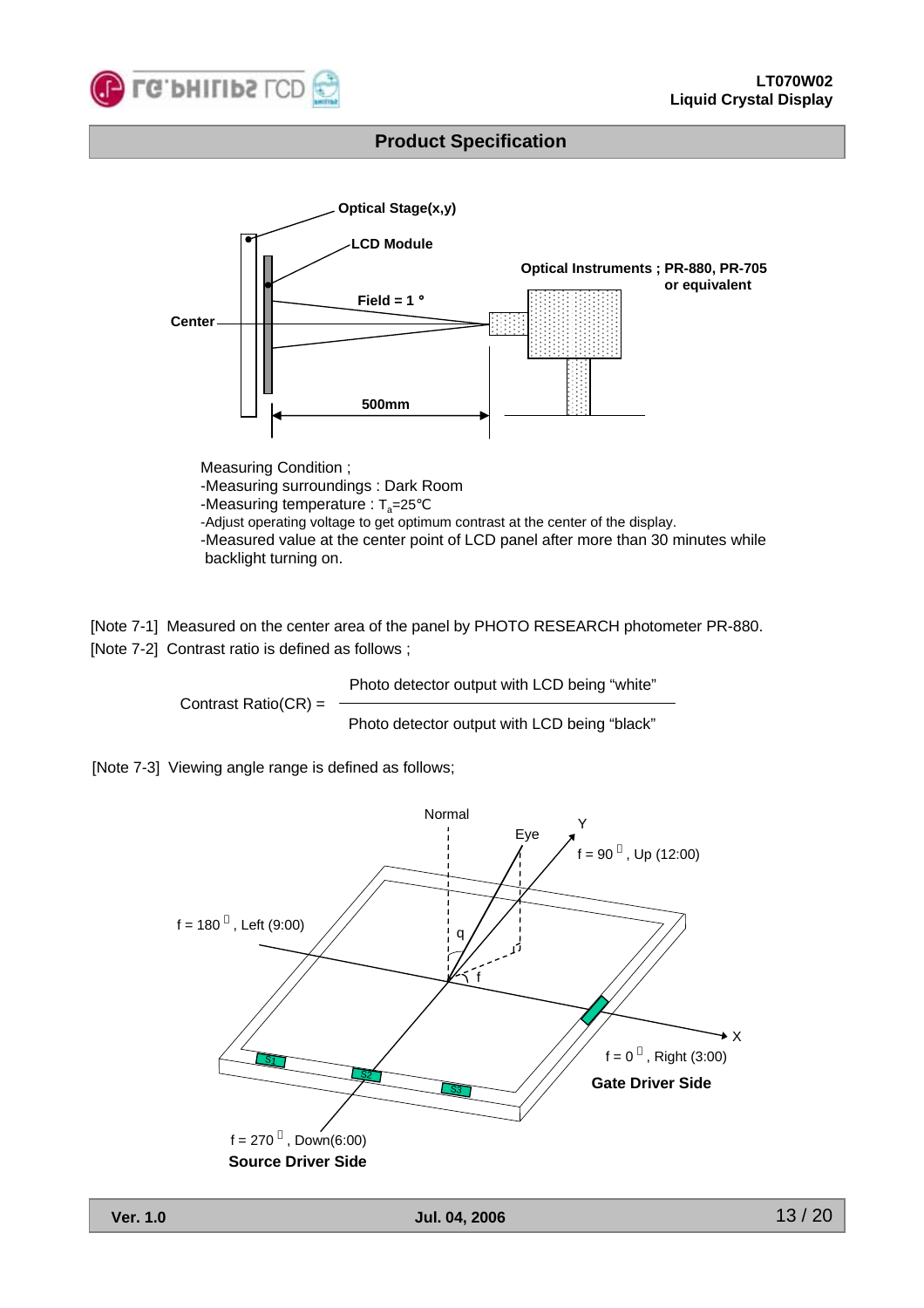## Product Specification

Optical Stage(x,y)

LCD Module

Optical Instruments ; PR-880, PR-705 or equivalent

Field = 1 °

Center

500mm

Measuring Condition ;
-Measuring surroundings : Dark Room
-Measuring temperature : $T_a$=25℃
-Adjust operating voltage to get optimum contrast at the center of the display.
-Measured value at the center point of LCD panel after more than 30 minutes while backlight turning on.

[Note 7-1] Measured on the center area of the panel by PHOTO RESEARCH photometer PR-880.

[Note 7-2] Contrast ratio is defined as follows ;

$$\text{Contrast Ratio(CR)} = \frac{\text{Photo detector output with LCD being "white"}}{\text{Photo detector output with LCD being "black"}}$$

[Note 7-3] Viewing angle range is defined as follows;

Normal

Eye

Y

f = 90°, Up (12:00)

f = 180°, Left (9:00)

q

f

X

f = 0°, Right (3:00)

Gate Driver Side

S1 S2 S3

f = 270°, Down(6:00)

Source Driver Side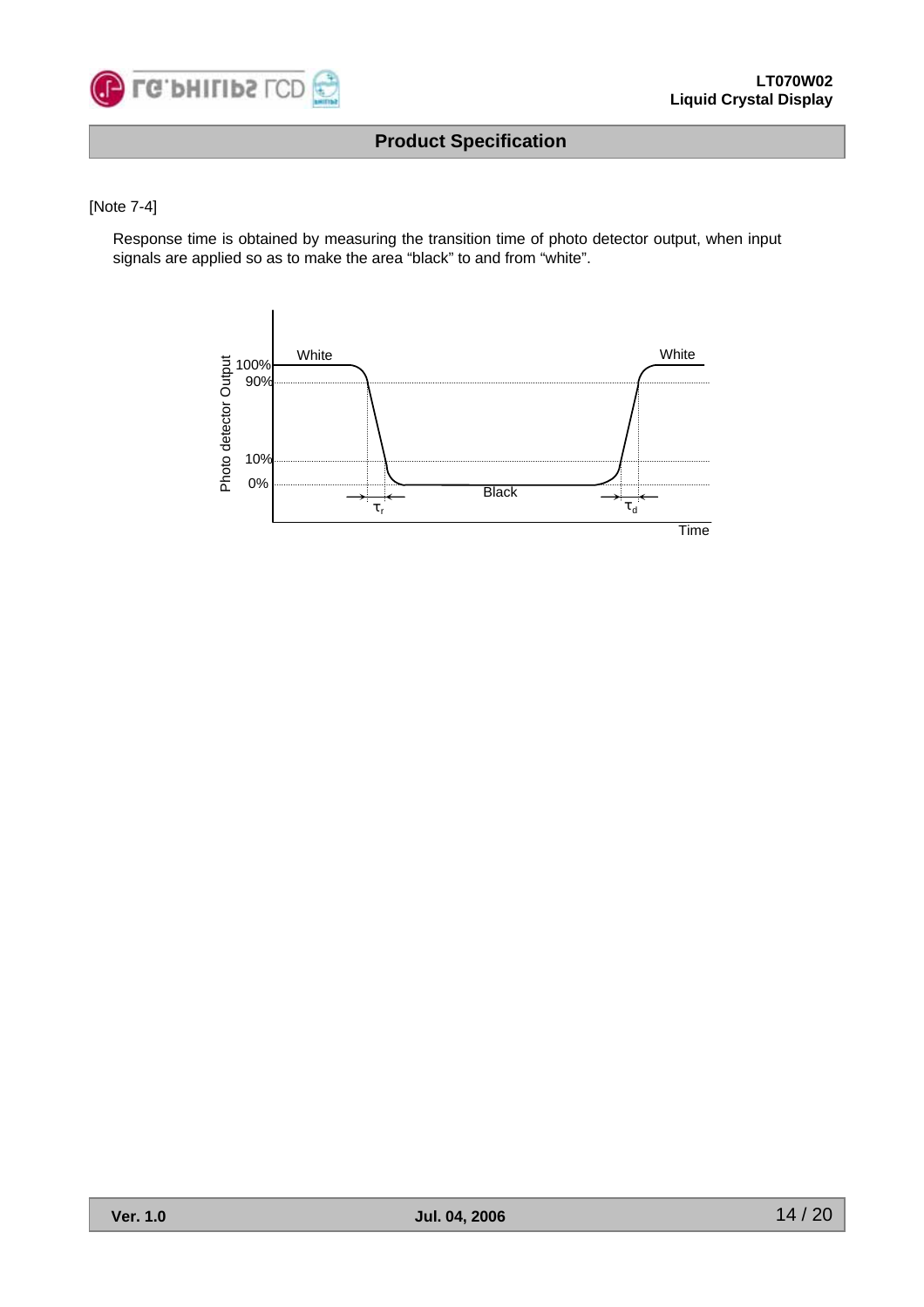## Product Specification

[Note 7-4]

Response time is obtained by measuring the transition time of photo detector output, when input signals are applied so as to make the area "black" to and from "white".

Photo detector Output

100%

90%

10%

0%

White

Black

White

$\tau_r$

$\tau_d$

Time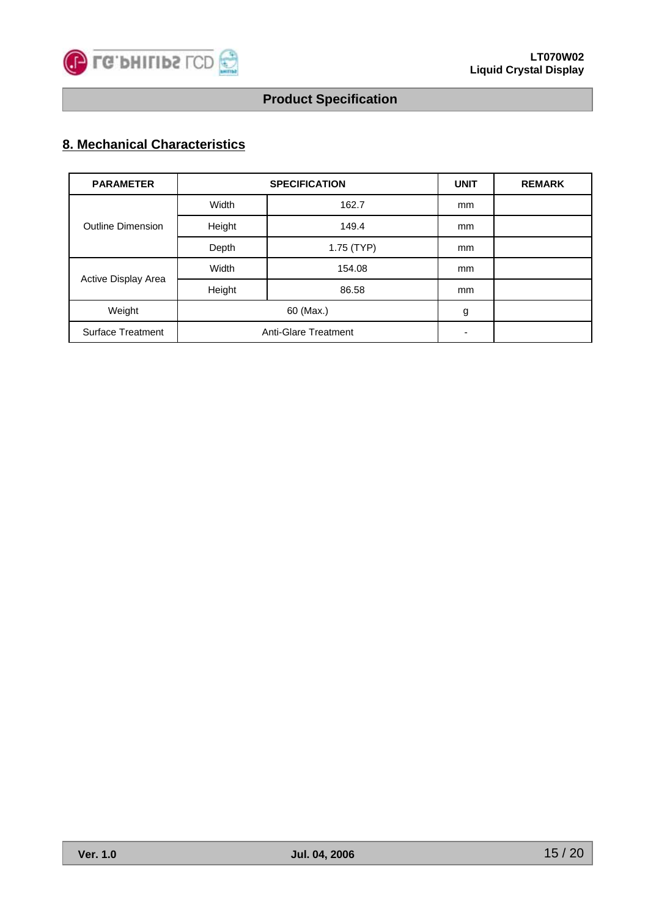## 8. Mechanical Characteristics

| PARAMETER | SPECIFICATION | | UNIT | REMARK |
|---|---|---|---|---|
| Outline Dimension | Width | 162.7 | mm | |
| | Height | 149.4 | mm | |
| | Depth | 1.75 (TYP) | mm | |
| Active Display Area | Width | 154.08 | mm | |
| | Height | 86.58 | mm | |
| Weight | 60 (Max.) | | g | |
| Surface Treatment | Anti-Glare Treatment | | - | |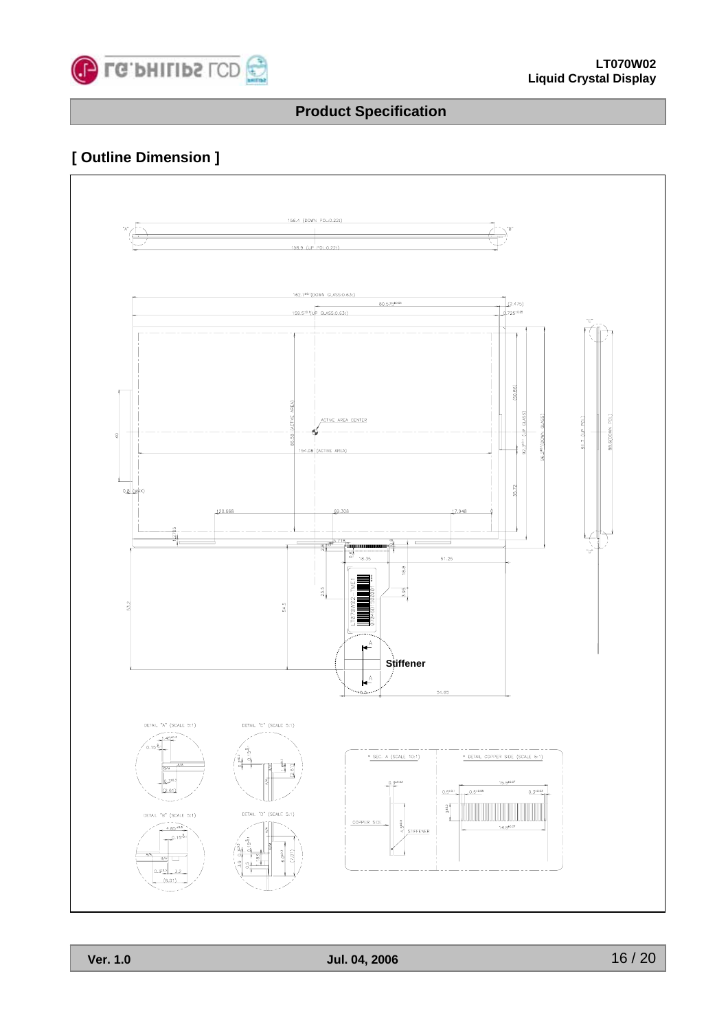## Product Specification

## [ Outline Dimension ]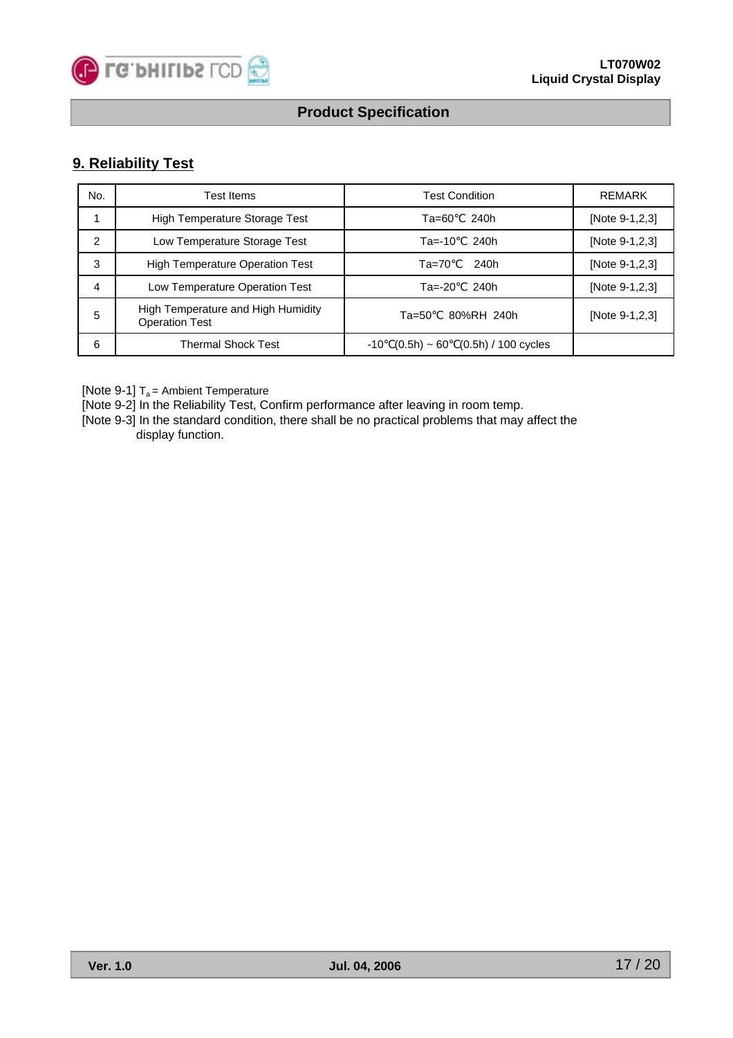## 9. Reliability Test

| No. | Test Items | Test Condition | REMARK |
|---|---|---|---|
| 1 | High Temperature Storage Test | Ta=60℃ 240h | [Note 9-1,2,3] |
| 2 | Low Temperature Storage Test | Ta=-10℃ 240h | [Note 9-1,2,3] |
| 3 | High Temperature Operation Test | Ta=70℃ 240h | [Note 9-1,2,3] |
| 4 | Low Temperature Operation Test | Ta=-20℃ 240h | [Note 9-1,2,3] |
| 5 | High Temperature and High Humidity Operation Test | Ta=50℃ 80%RH 240h | [Note 9-1,2,3] |
| 6 | Thermal Shock Test | -10℃(0.5h) ~ 60℃(0.5h) / 100 cycles | |

[Note 9-1] $T_a$ = Ambient Temperature

[Note 9-2] In the Reliability Test, Confirm performance after leaving in room temp.

[Note 9-3] In the standard condition, there shall be no practical problems that may affect the display function.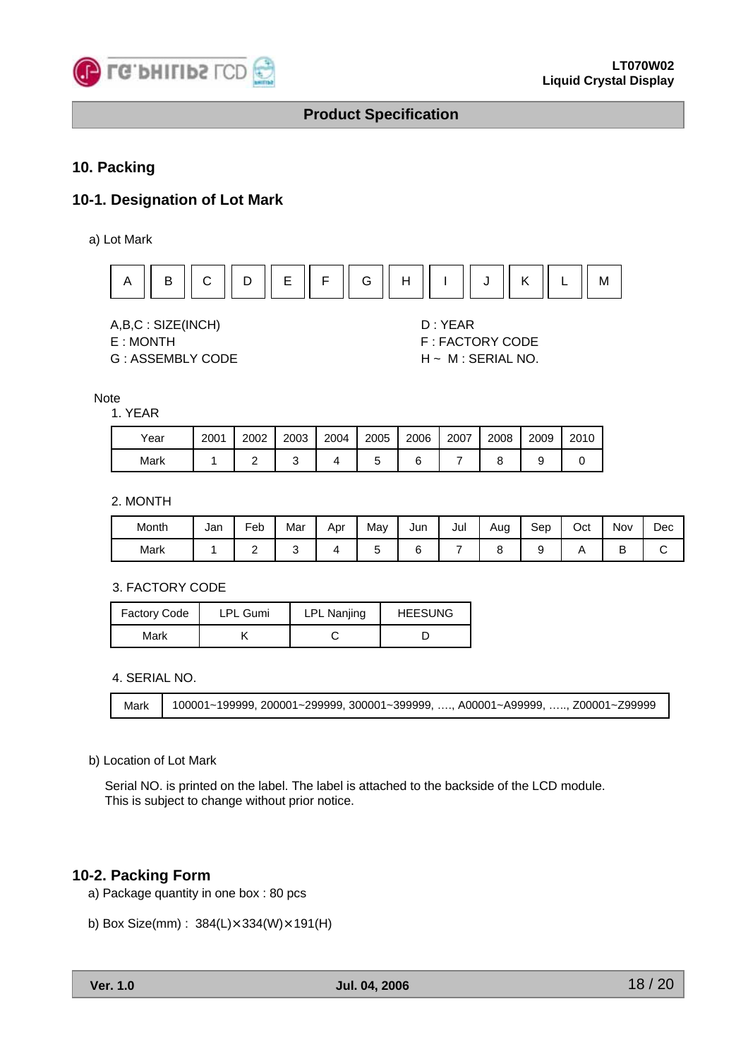## 10. Packing

## 10-1. Designation of Lot Mark

a) Lot Mark

| A | B | C | D | E | F | G | H | I | J | K | L | M |
|---|---|---|---|---|---|---|---|---|---|---|---|---|

A,B,C : SIZE(INCH)
E : MONTH
G : ASSEMBLY CODE

D : YEAR
F : FACTORY CODE
H ~ M : SERIAL NO.

Note

1. YEAR

| Year | 2001 | 2002 | 2003 | 2004 | 2005 | 2006 | 2007 | 2008 | 2009 | 2010 |
|---|---|---|---|---|---|---|---|---|---|---|
| Mark | 1 | 2 | 3 | 4 | 5 | 6 | 7 | 8 | 9 | 0 |

2. MONTH

| Month | Jan | Feb | Mar | Apr | May | Jun | Jul | Aug | Sep | Oct | Nov | Dec |
|---|---|---|---|---|---|---|---|---|---|---|---|---|
| Mark | 1 | 2 | 3 | 4 | 5 | 6 | 7 | 8 | 9 | A | B | C |

3. FACTORY CODE

| Factory Code | LPL Gumi | LPL Nanjing | HEESUNG |
|---|---|---|---|
| Mark | K | C | D |

4. SERIAL NO.

| Mark | 100001~199999, 200001~299999, 300001~399999, …., A00001~A99999, ….., Z00001~Z99999 |
|---|---|

b) Location of Lot Mark

Serial NO. is printed on the label. The label is attached to the backside of the LCD module.
This is subject to change without prior notice.

## 10-2. Packing Form

a) Package quantity in one box : 80 pcs

b) Box Size(mm) : 384(L)×334(W)×191(H)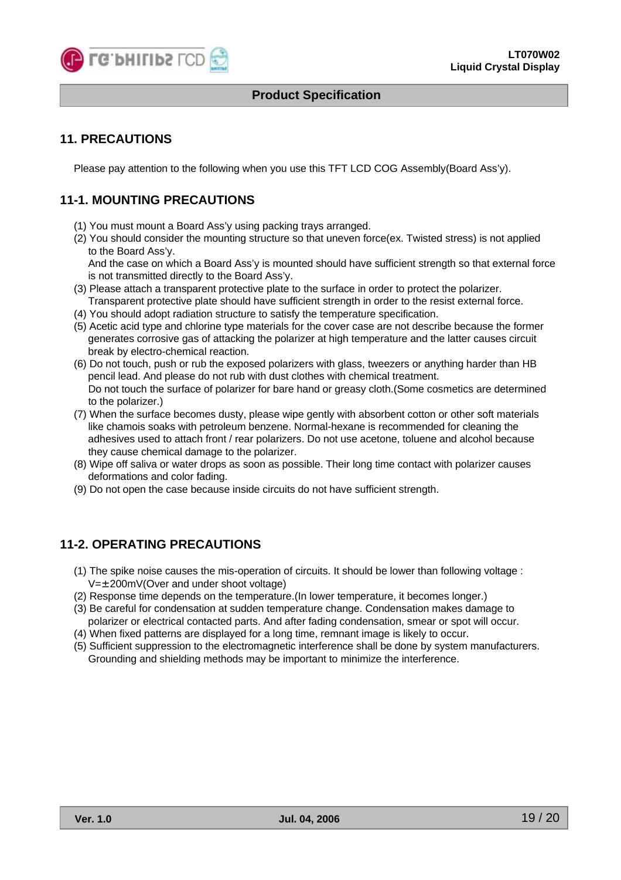## 11. PRECAUTIONS

Please pay attention to the following when you use this TFT LCD COG Assembly(Board Ass'y).

### 11-1. MOUNTING PRECAUTIONS

(1) You must mount a Board Ass'y using packing trays arranged.
(2) You should consider the mounting structure so that uneven force(ex. Twisted stress) is not applied to the Board Ass'y.
    And the case on which a Board Ass'y is mounted should have sufficient strength so that external force is not transmitted directly to the Board Ass'y.
(3) Please attach a transparent protective plate to the surface in order to protect the polarizer.
    Transparent protective plate should have sufficient strength in order to the resist external force.
(4) You should adopt radiation structure to satisfy the temperature specification.
(5) Acetic acid type and chlorine type materials for the cover case are not describe because the former generates corrosive gas of attacking the polarizer at high temperature and the latter causes circuit break by electro-chemical reaction.
(6) Do not touch, push or rub the exposed polarizers with glass, tweezers or anything harder than HB pencil lead. And please do not rub with dust clothes with chemical treatment.
    Do not touch the surface of polarizer for bare hand or greasy cloth.(Some cosmetics are determined to the polarizer.)
(7) When the surface becomes dusty, please wipe gently with absorbent cotton or other soft materials like chamois soaks with petroleum benzene. Normal-hexane is recommended for cleaning the adhesives used to attach front / rear polarizers. Do not use acetone, toluene and alcohol because they cause chemical damage to the polarizer.
(8) Wipe off saliva or water drops as soon as possible. Their long time contact with polarizer causes deformations and color fading.
(9) Do not open the case because inside circuits do not have sufficient strength.

### 11-2. OPERATING PRECAUTIONS

(1) The spike noise causes the mis-operation of circuits. It should be lower than following voltage : V=±200mV(Over and under shoot voltage)
(2) Response time depends on the temperature.(In lower temperature, it becomes longer.)
(3) Be careful for condensation at sudden temperature change. Condensation makes damage to polarizer or electrical contacted parts. And after fading condensation, smear or spot will occur.
(4) When fixed patterns are displayed for a long time, remnant image is likely to occur.
(5) Sufficient suppression to the electromagnetic interference shall be done by system manufacturers. Grounding and shielding methods may be important to minimize the interference.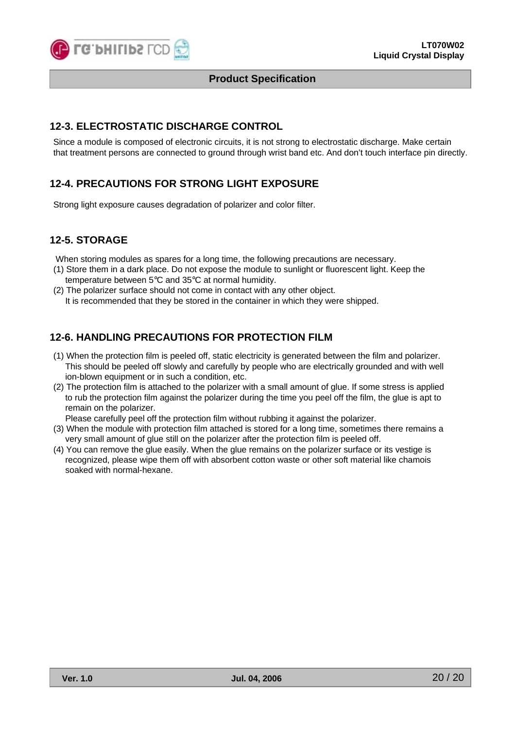## 12-3. ELECTROSTATIC DISCHARGE CONTROL

Since a module is composed of electronic circuits, it is not strong to electrostatic discharge. Make certain that treatment persons are connected to ground through wrist band etc. And don't touch interface pin directly.

## 12-4. PRECAUTIONS FOR STRONG LIGHT EXPOSURE

Strong light exposure causes degradation of polarizer and color filter.

## 12-5. STORAGE

When storing modules as spares for a long time, the following precautions are necessary.

(1) Store them in a dark place. Do not expose the module to sunlight or fluorescent light. Keep the temperature between 5℃ and 35℃ at normal humidity.

(2) The polarizer surface should not come in contact with any other object.
It is recommended that they be stored in the container in which they were shipped.

## 12-6. HANDLING PRECAUTIONS FOR PROTECTION FILM

(1) When the protection film is peeled off, static electricity is generated between the film and polarizer. This should be peeled off slowly and carefully by people who are electrically grounded and with well ion-blown equipment or in such a condition, etc.

(2) The protection film is attached to the polarizer with a small amount of glue. If some stress is applied to rub the protection film against the polarizer during the time you peel off the film, the glue is apt to remain on the polarizer.
Please carefully peel off the protection film without rubbing it against the polarizer.

(3) When the module with protection film attached is stored for a long time, sometimes there remains a very small amount of glue still on the polarizer after the protection film is peeled off.

(4) You can remove the glue easily. When the glue remains on the polarizer surface or its vestige is recognized, please wipe them off with absorbent cotton waste or other soft material like chamois soaked with normal-hexane.